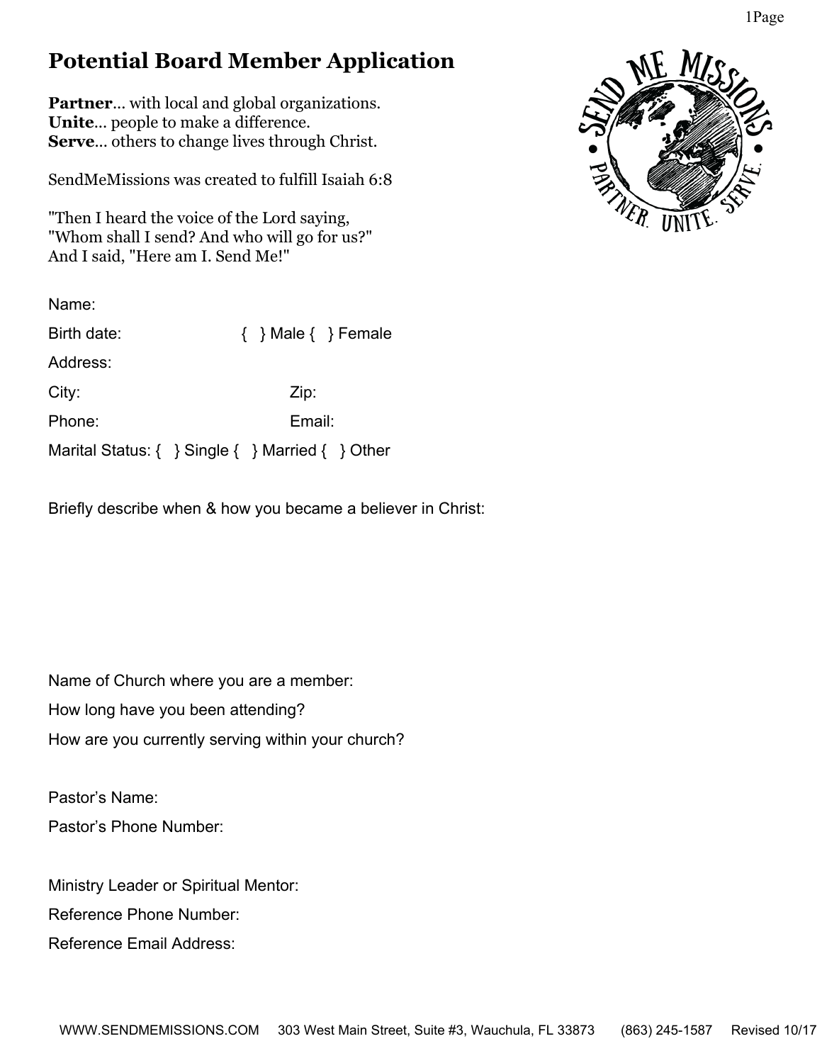# Potential Board Member Application

**Partner**... with local and global organizations.
**Unite**... people to make a difference.
**Serve**... others to change lives through Christ.

SendMeMissions was created to fulfill Isaiah 6:8

"Then I heard the voice of the Lord saying,
"Whom shall I send? And who will go for us?"
And I said, "Here am I. Send Me!"

Name:

Birth date: { } Male { } Female

Address:

City: Zip:

Phone: Email:

Marital Status: { } Single { } Married { } Other

Briefly describe when & how you became a believer in Christ:

Name of Church where you are a member:

How long have you been attending?

How are you currently serving within your church?

Pastor's Name:

Pastor's Phone Number:

Ministry Leader or Spiritual Mentor:

Reference Phone Number:

Reference Email Address:

WWW.SENDMEMISSIONS.COM 303 West Main Street, Suite #3, Wauchula, FL 33873 (863) 245-1587 Revised 10/17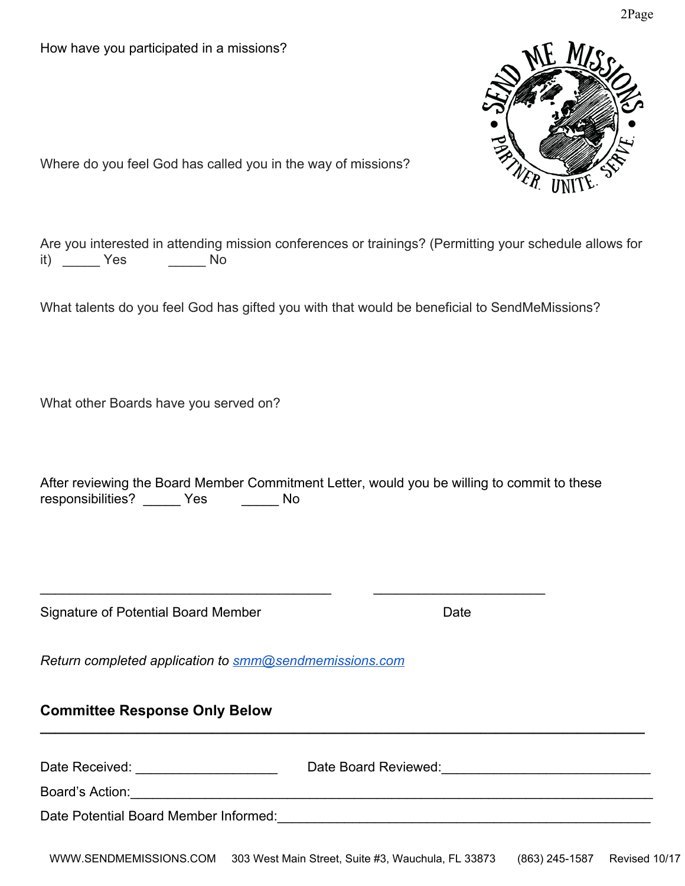How have you participated in a missions?

Where do you feel God has called you in the way of missions?

Are you interested in attending mission conferences or trainings? (Permitting your schedule allows for it) _____ Yes _____ No

What talents do you feel God has gifted you with that would be beneficial to SendMeMissions?

What other Boards have you served on?

After reviewing the Board Member Commitment Letter, would you be willing to commit to these responsibilities? _____ Yes _____ No

________________________________________ ________________________

Signature of Potential Board Member Date

*Return completed application to [smm@sendmemissions.com](mailto:smm@sendmemissions.com)*

**Committee Response Only Below**

---

Date Received: ___________________ Date Board Reviewed:____________________________

Board's Action:_____________________________________________________________________

Date Potential Board Member Informed:__________________________________________________

WWW.SENDMEMISSIONS.COM 303 West Main Street, Suite #3, Wauchula, FL 33873 (863) 245-1587 Revised 10/17